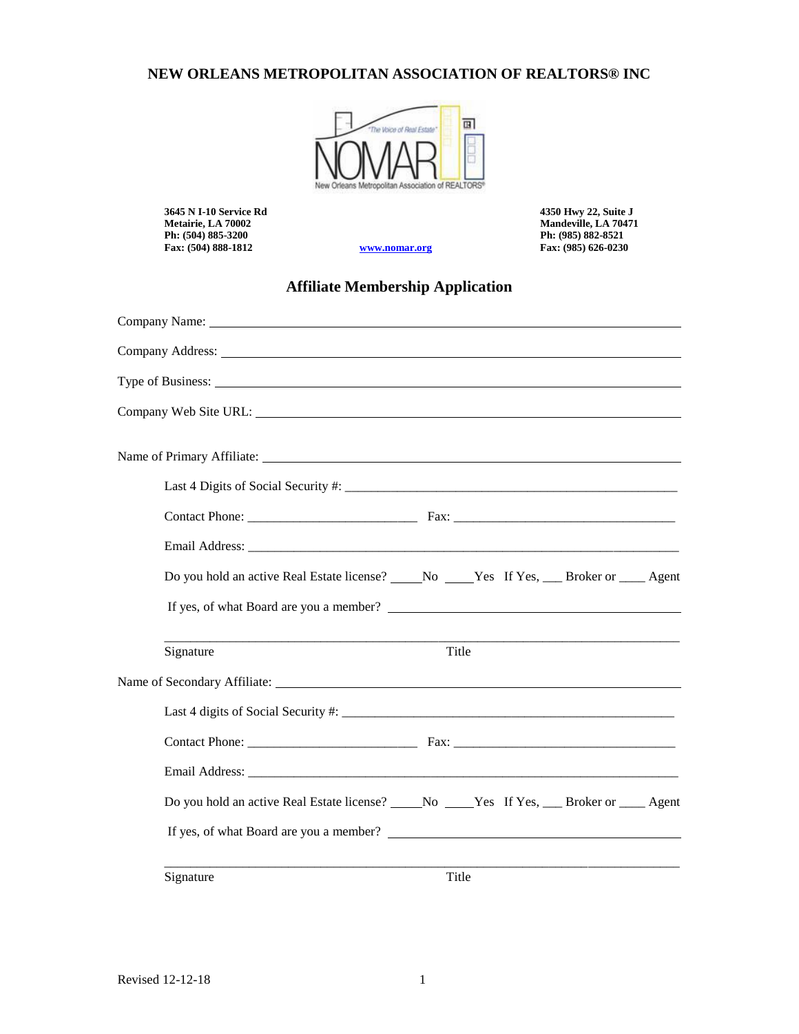# NEW ORLEANS METROPOLITAN ASSOCIATION OF REALTORS® INC

"The Voice of Real Estate"
NOMAR
New Orleans Metropolitan Association of REALTORS®

**3645 N I-10 Service Rd**
**Metairie, LA 70002**
**Ph: (504) 885-3200**
**Fax: (504) 888-1812**

**www.nomar.org**

**4350 Hwy 22, Suite J**
**Mandeville, LA 70471**
**Ph: (985) 882-8521**
**Fax: (985) 626-0230**

## Affiliate Membership Application

Company Name: ______________________________________________________________

Company Address: ____________________________________________________________

Type of Business: ____________________________________________________________

Company Web Site URL: ______________________________________________________

Name of Primary Affiliate: ____________________________________________________

Last 4 Digits of Social Security #: ______________________________________________

Contact Phone: _________________________ Fax: _________________________________

Email Address: ______________________________________________________________

Do you hold an active Real Estate license? _____No _____Yes If Yes, ___ Broker or ____ Agent

If yes, of what Board are you a member? _________________________________________

______________________________________________________________________________

Signature Title

Name of Secondary Affiliate: __________________________________________________

Last 4 digits of Social Security #: ______________________________________________

Contact Phone: _________________________ Fax: _________________________________

Email Address: ______________________________________________________________

Do you hold an active Real Estate license? _____No _____Yes If Yes, ___ Broker or ____ Agent

If yes, of what Board are you a member? _________________________________________

______________________________________________________________________________

Signature Title

Revised 12-12-18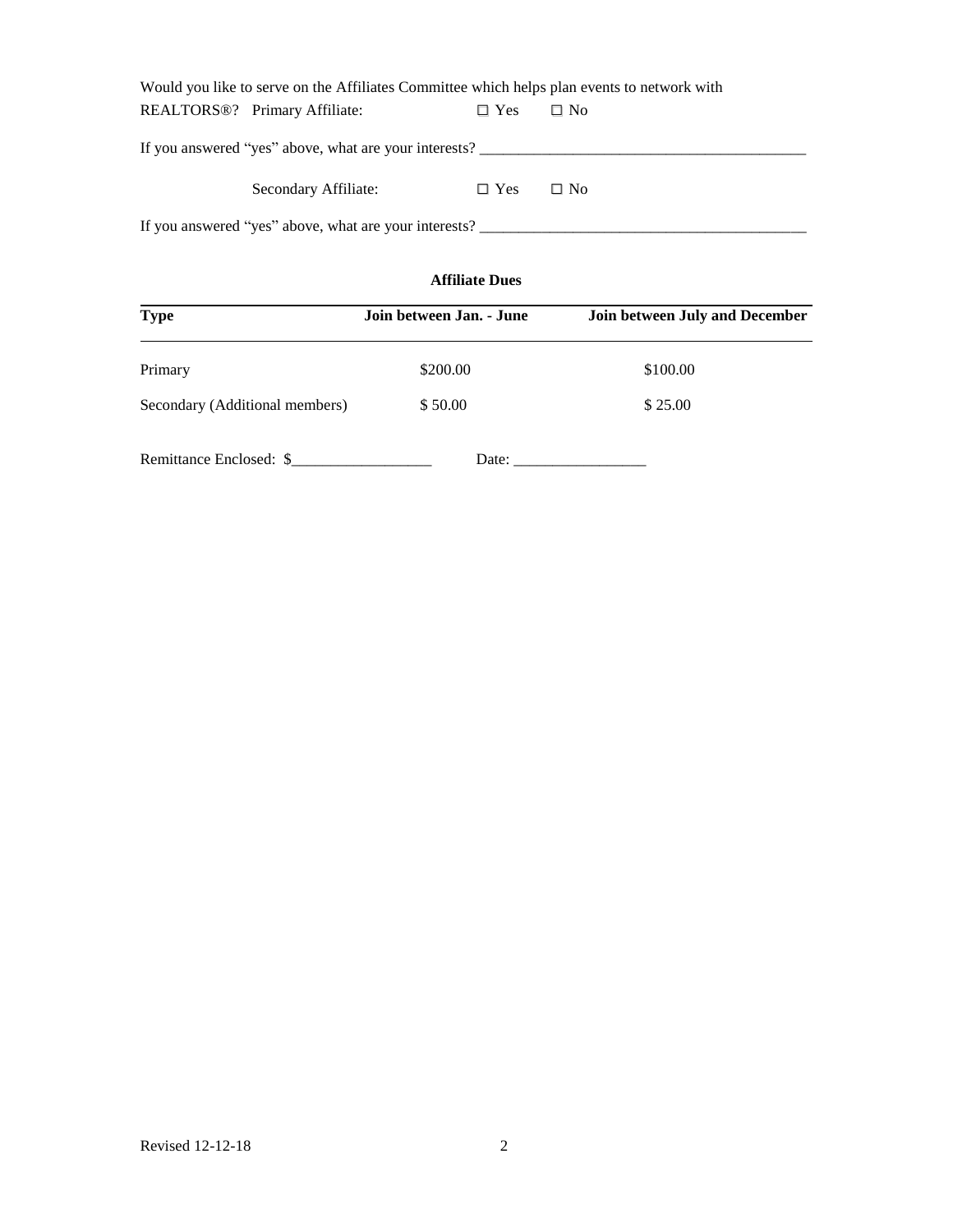Would you like to serve on the Affiliates Committee which helps plan events to network with REALTORS®? Primary Affiliate: ☐ Yes ☐ No

If you answered "yes" above, what are your interests? ___________________________________________

Secondary Affiliate: ☐ Yes ☐ No

If you answered "yes" above, what are your interests? ___________________________________________

**Affiliate Dues**

| Type | Join between Jan. - June | Join between July and December |
|---|---|---|
| Primary | $200.00 | $100.00 |
| Secondary (Additional members) | $ 50.00 | $ 25.00 |

Remittance Enclosed: $__________________ Date: _________________

Revised 12-12-18